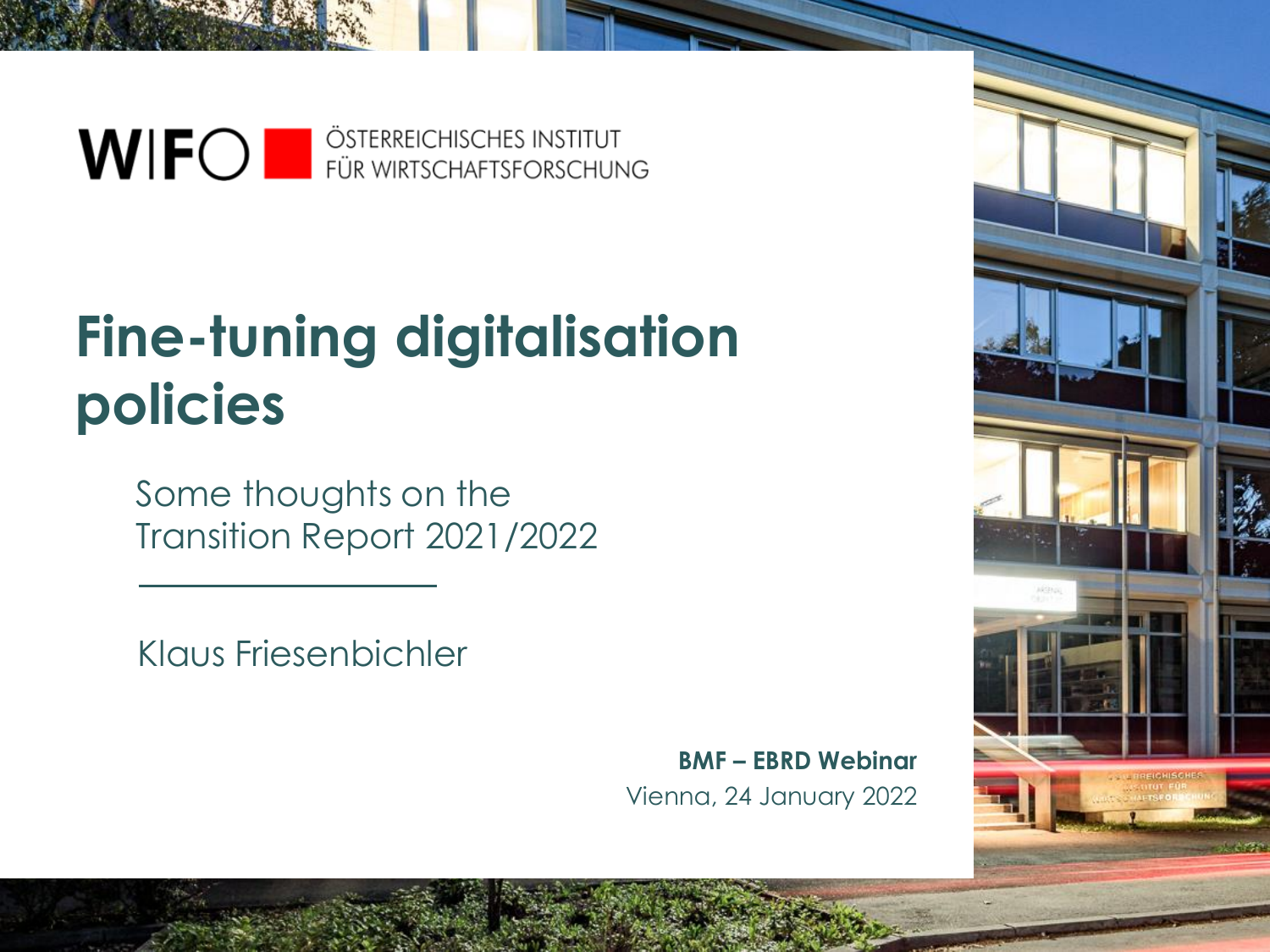WIFO ÖSTERREICHISCHES INSTITUT FÜR WIRTSCHAFTSFORSCHUNG

# Fine-tuning digitalisation policies

Some thoughts on the Transition Report 2021/2022

Klaus Friesenbichler

**BMF – EBRD Webinar**
Vienna, 24 January 2022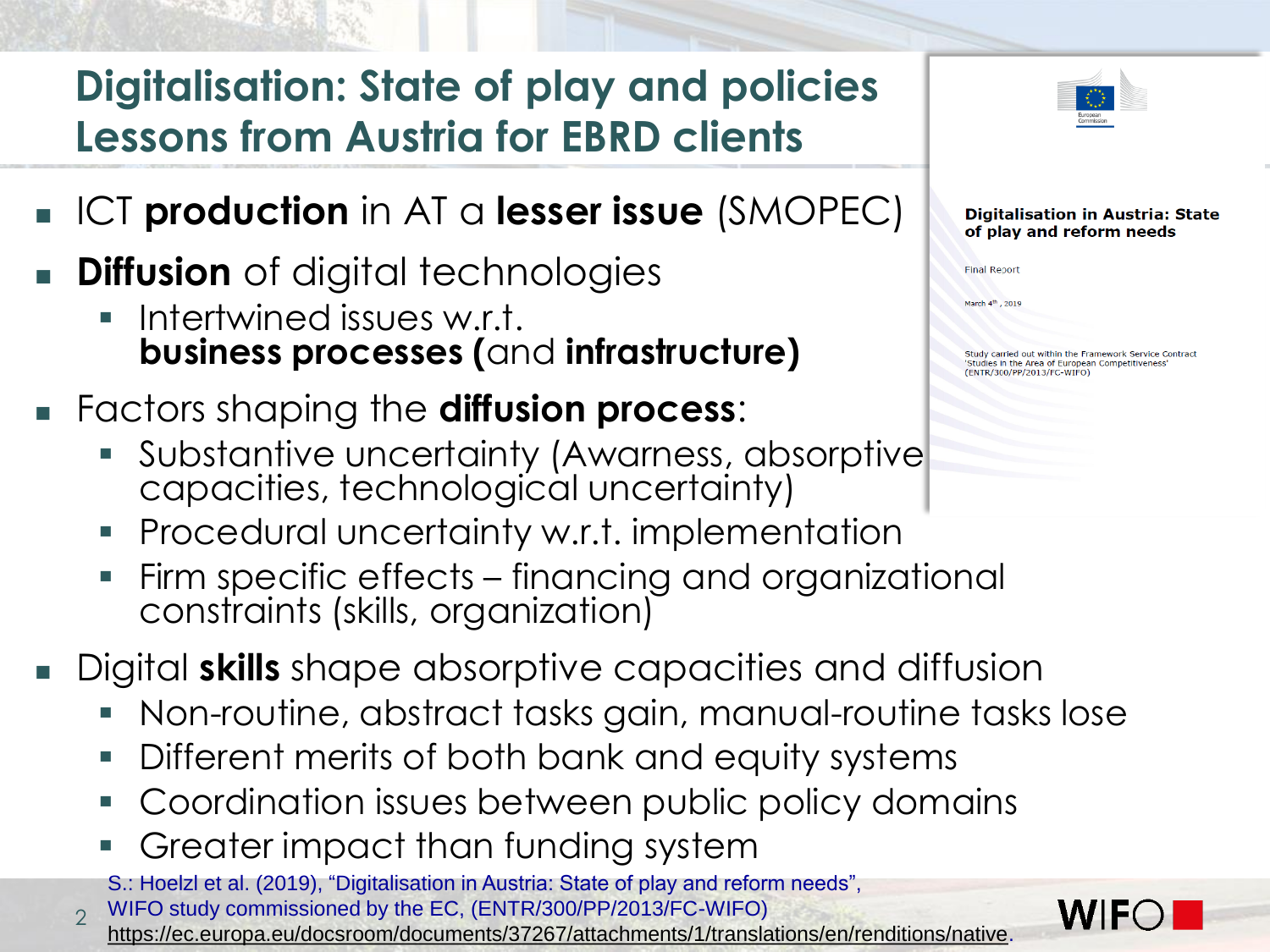# Digitalisation: State of play and policies
# Lessons from Austria for EBRD clients

- ICT **production** in AT a **lesser issue** (SMOPEC)
- **Diffusion** of digital technologies
  - Intertwined issues w.r.t. **business processes (**and **infrastructure)**
- Factors shaping the **diffusion process**:
  - Substantive uncertainty (Awarness, absorptive capacities, technological uncertainty)
  - Procedural uncertainty w.r.t. implementation
  - Firm specific effects – financing and organizational constraints (skills, organization)
- Digital **skills** shape absorptive capacities and diffusion
  - Non-routine, abstract tasks gain, manual-routine tasks lose
  - Different merits of both bank and equity systems
  - Coordination issues between public policy domains
  - Greater impact than funding system

**Digitalisation in Austria: State of play and reform needs**

Final Report

March 4th, 2019

Study carried out within the Framework Service Contract 'Studies in the Area of European Competitiveness' (ENTR/300/PP/2013/FC-WIFO)

S.: Hoelzl et al. (2019), "Digitalisation in Austria: State of play and reform needs", WIFO study commissioned by the EC, (ENTR/300/PP/2013/FC-WIFO) https://ec.europa.eu/docsroom/documents/37267/attachments/1/translations/en/renditions/native.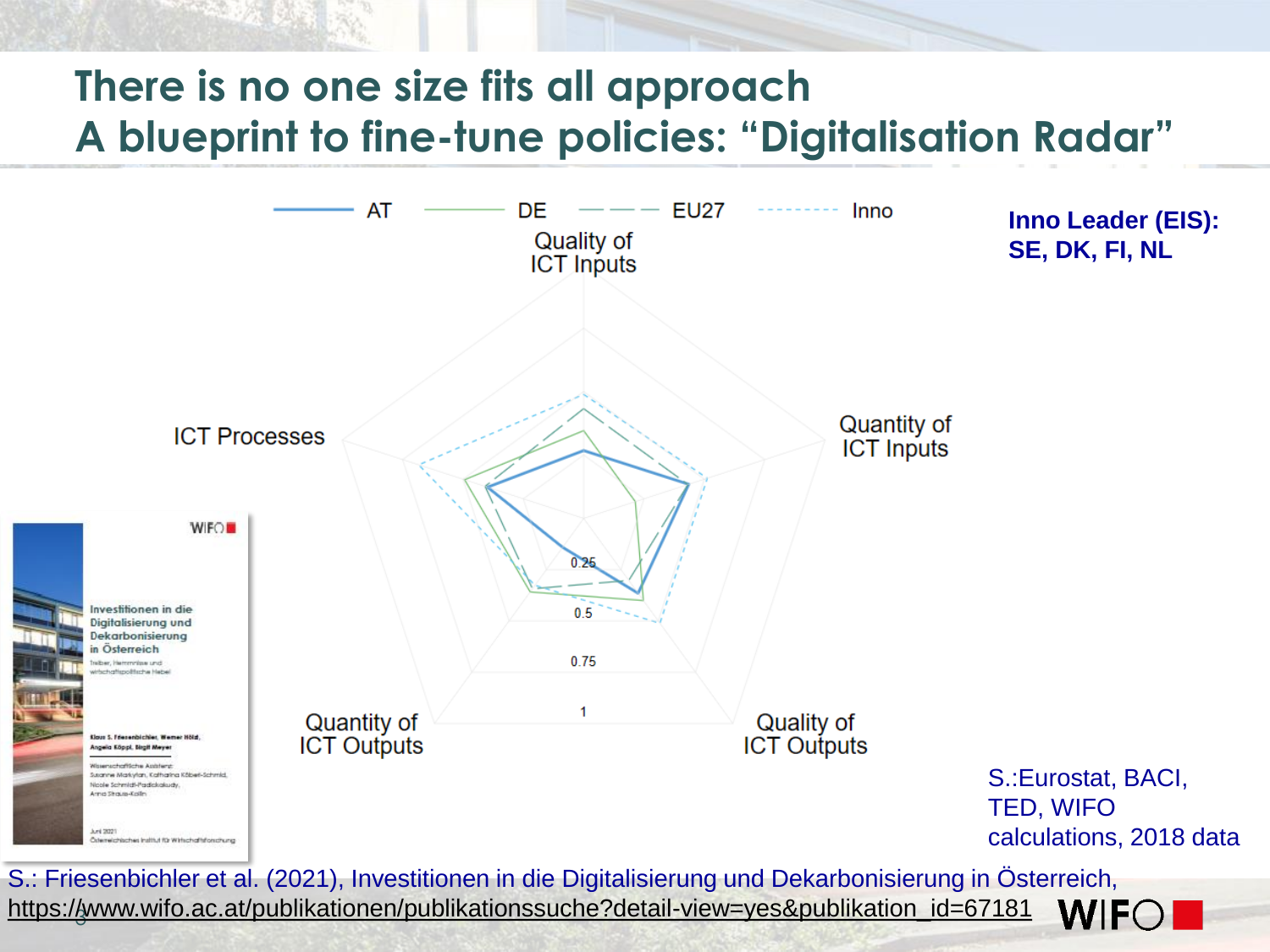# There is no one size fits all approach
# A blueprint to fine-tune policies: "Digitalisation Radar"

AT — DE — EU27 — Inno

Quality of ICT Inputs

Quantity of ICT Inputs

Quality of ICT Outputs

Quantity of ICT Outputs

ICT Processes

0.25

0.5

0.75

1

**Inno Leader (EIS): SE, DK, FI, NL**

S.:Eurostat, BACI, TED, WIFO calculations, 2018 data

Investitionen in die Digitalisierung und Dekarbonisierung in Österreich

S.: Friesenbichler et al. (2021), Investitionen in die Digitalisierung und Dekarbonisierung in Österreich, https://www.wifo.ac.at/publikationen/publikationssuche?detail-view=yes&publikation_id=67181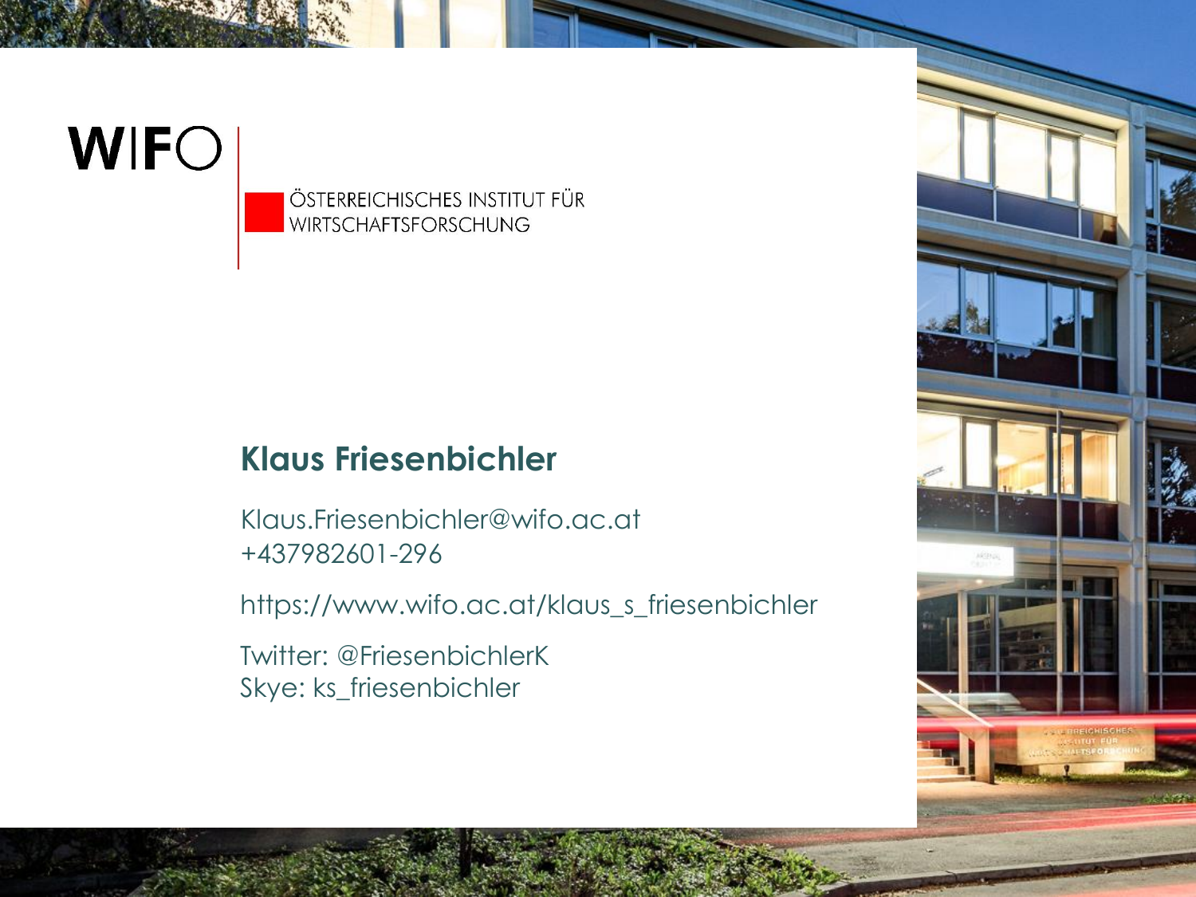WIFO

ÖSTERREICHISCHES INSTITUT FÜR
WIRTSCHAFTSFORSCHUNG

## Klaus Friesenbichler

Klaus.Friesenbichler@wifo.ac.at
+437982601-296

https://www.wifo.ac.at/klaus_s_friesenbichler

Twitter: @FriesenbichlerK
Skye: ks_friesenbichler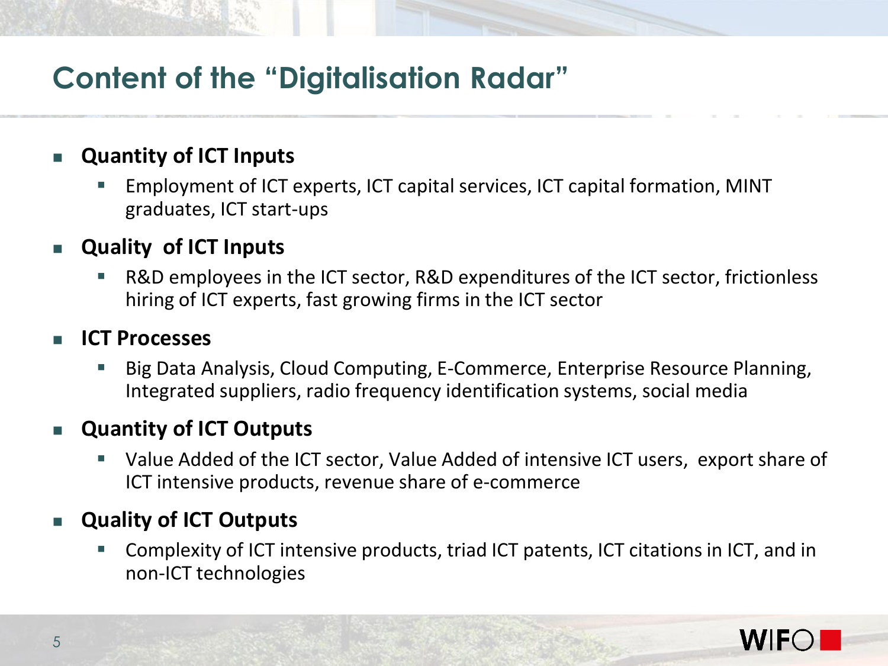# Content of the "Digitalisation Radar"

- **Quantity of ICT Inputs**
  - Employment of ICT experts, ICT capital services, ICT capital formation, MINT graduates, ICT start-ups
- **Quality of ICT Inputs**
  - R&D employees in the ICT sector, R&D expenditures of the ICT sector, frictionless hiring of ICT experts, fast growing firms in the ICT sector
- **ICT Processes**
  - Big Data Analysis, Cloud Computing, E-Commerce, Enterprise Resource Planning, Integrated suppliers, radio frequency identification systems, social media
- **Quantity of ICT Outputs**
  - Value Added of the ICT sector, Value Added of intensive ICT users, export share of ICT intensive products, revenue share of e-commerce
- **Quality of ICT Outputs**
  - Complexity of ICT intensive products, triad ICT patents, ICT citations in ICT, and in non-ICT technologies